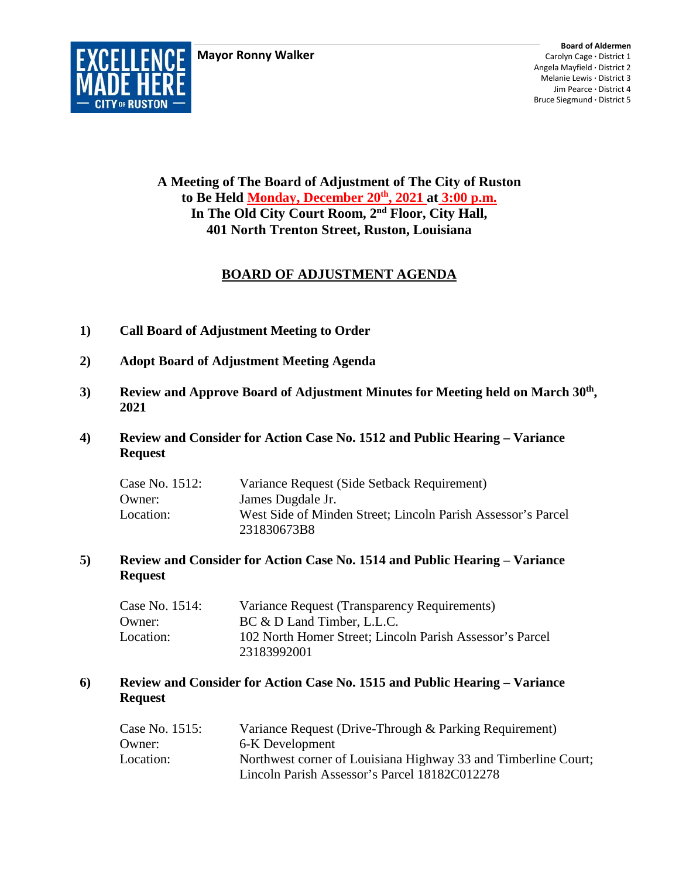EXCELLENCE MADE HERE — CITY OF RUSTON

**Mayor Ronny Walker**

**Board of Aldermen**
Carolyn Cage · District 1
Angela Mayfield · District 2
Melanie Lewis · District 3
Jim Pearce · District 4
Bruce Siegmund · District 5

**A Meeting of The Board of Adjustment of The City of Ruston to Be Held Monday, December 20th, 2021 at 3:00 p.m. In The Old City Court Room, 2nd Floor, City Hall, 401 North Trenton Street, Ruston, Louisiana**

## BOARD OF ADJUSTMENT AGENDA

**1) Call Board of Adjustment Meeting to Order**

**2) Adopt Board of Adjustment Meeting Agenda**

**3) Review and Approve Board of Adjustment Minutes for Meeting held on March 30th, 2021**

**4) Review and Consider for Action Case No. 1512 and Public Hearing – Variance Request**

| | |
|---|---|
| Case No. 1512: | Variance Request (Side Setback Requirement) |
| Owner: | James Dugdale Jr. |
| Location: | West Side of Minden Street; Lincoln Parish Assessor's Parcel 231830673B8 |

**5) Review and Consider for Action Case No. 1514 and Public Hearing – Variance Request**

| | |
|---|---|
| Case No. 1514: | Variance Request (Transparency Requirements) |
| Owner: | BC & D Land Timber, L.L.C. |
| Location: | 102 North Homer Street; Lincoln Parish Assessor's Parcel 23183992001 |

**6) Review and Consider for Action Case No. 1515 and Public Hearing – Variance Request**

| | |
|---|---|
| Case No. 1515: | Variance Request (Drive-Through & Parking Requirement) |
| Owner: | 6-K Development |
| Location: | Northwest corner of Louisiana Highway 33 and Timberline Court; Lincoln Parish Assessor's Parcel 18182C012278 |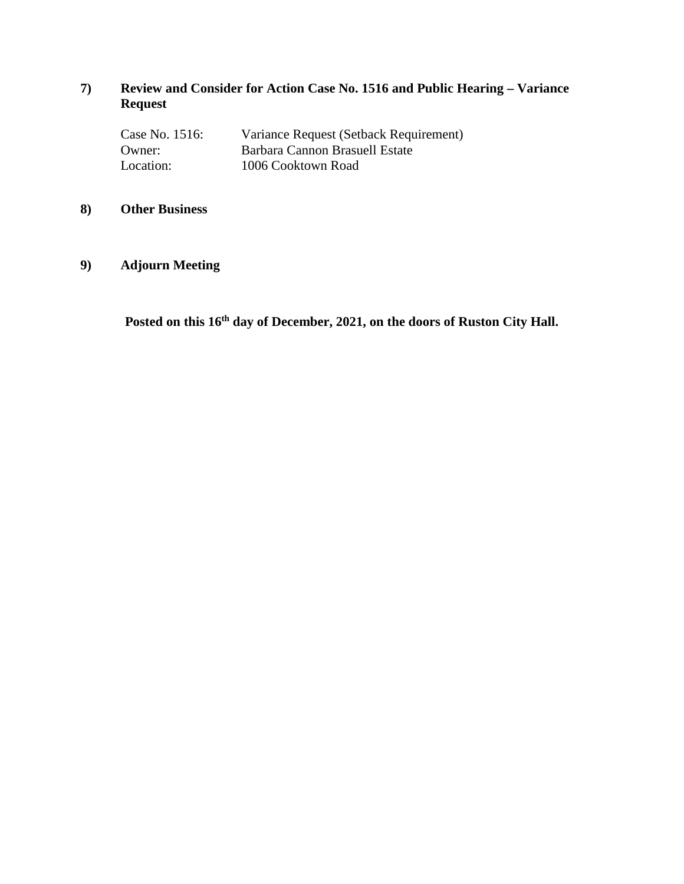**7) Review and Consider for Action Case No. 1516 and Public Hearing – Variance Request**

| | |
|---|---|
| Case No. 1516: | Variance Request (Setback Requirement) |
| Owner: | Barbara Cannon Brasuell Estate |
| Location: | 1006 Cooktown Road |

**8) Other Business**

**9) Adjourn Meeting**

**Posted on this 16th day of December, 2021, on the doors of Ruston City Hall.**